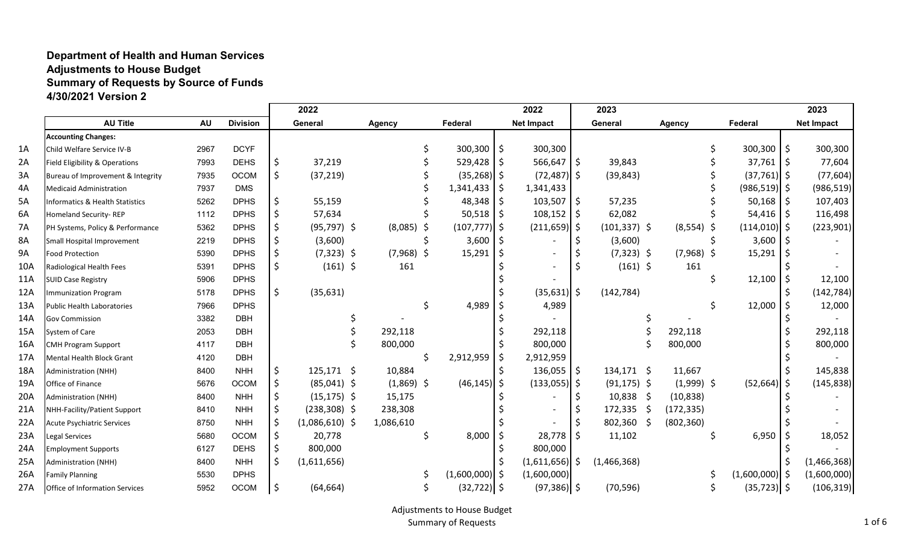**Department of Health and Human Services**
**Adjustments to House Budget**
**Summary of Requests by Source of Funds**
**4/30/2021 Version 2**

| | AU Title | AU | Division | 2022 General | 2022 Agency | 2022 Federal | 2022 Net Impact | 2023 General | 2023 Agency | 2023 Federal | 2023 Net Impact |
|---|---|---|---|---|---|---|---|---|---|---|---|
| | **Accounting Changes:** | | | | | | | | | | |
| 1A | Child Welfare Service IV-B | 2967 | DCYF | | | $ 300,300 | $ 300,300 | | | $ 300,300 | $ 300,300 |
| 2A | Field Eligibility & Operations | 7993 | DEHS | $ 37,219 | | $ 529,428 | $ 566,647 | $ 39,843 | | $ 37,761 | $ 77,604 |
| 3A | Bureau of Improvement & Integrity | 7935 | OCOM | $ (37,219) | | $ (35,268) | $ (72,487) | $ (39,843) | | $ (37,761) | $ (77,604) |
| 4A | Medicaid Administration | 7937 | DMS | | | $ 1,341,433 | $ 1,341,433 | | | $ (986,519) | $ (986,519) |
| 5A | Informatics & Health Statistics | 5262 | DPHS | $ 55,159 | | $ 48,348 | $ 103,507 | $ 57,235 | | $ 50,168 | $ 107,403 |
| 6A | Homeland Security- REP | 1112 | DPHS | $ 57,634 | | $ 50,518 | $ 108,152 | $ 62,082 | | $ 54,416 | $ 116,498 |
| 7A | PH Systems, Policy & Performance | 5362 | DPHS | $ (95,797) | $ (8,085) | $ (107,777) | $ (211,659) | $ (101,337) | $ (8,554) | $ (114,010) | $ (223,901) |
| 8A | Small Hospital Improvement | 2219 | DPHS | $ (3,600) | | $ 3,600 | $ - | $ (3,600) | | $ 3,600 | $ - |
| 9A | Food Protection | 5390 | DPHS | $ (7,323) | $ (7,968) | $ 15,291 | $ - | $ (7,323) | $ (7,968) | $ 15,291 | $ - |
| 10A | Radiological Health Fees | 5391 | DPHS | $ (161) | $ 161 | | $ - | $ (161) | $ 161 | | $ - |
| 11A | SUID Case Registry | 5906 | DPHS | | | | $ - | | | $ 12,100 | $ 12,100 |
| 12A | Immunization Program | 5178 | DPHS | $ (35,631) | | | $ (35,631) | $ (142,784) | | | $ (142,784) |
| 13A | Public Health Laboratories | 7966 | DPHS | | | $ 4,989 | $ 4,989 | | | $ 12,000 | $ 12,000 |
| 14A | Gov Commission | 3382 | DBH | | $ - | | $ - | | $ - | | $ - |
| 15A | System of Care | 2053 | DBH | | $ 292,118 | | $ 292,118 | | $ 292,118 | | $ 292,118 |
| 16A | CMH Program Support | 4117 | DBH | | $ 800,000 | | $ 800,000 | | $ 800,000 | | $ 800,000 |
| 17A | Mental Health Block Grant | 4120 | DBH | | | $ 2,912,959 | $ 2,912,959 | | | | $ - |
| 18A | Administration (NHH) | 8400 | NHH | $ 125,171 | $ 10,884 | | $ 136,055 | $ 134,171 | $ 11,667 | | $ 145,838 |
| 19A | Office of Finance | 5676 | OCOM | $ (85,041) | $ (1,869) | $ (46,145) | $ (133,055) | $ (91,175) | $ (1,999) | $ (52,664) | $ (145,838) |
| 20A | Administration (NHH) | 8400 | NHH | $ (15,175) | $ 15,175 | | $ - | $ 10,838 | $ (10,838) | | $ - |
| 21A | NHH-Facility/Patient Support | 8410 | NHH | $ (238,308) | $ 238,308 | | $ - | $ 172,335 | $ (172,335) | | $ - |
| 22A | Acute Psychiatric Services | 8750 | NHH | $ (1,086,610) | $ 1,086,610 | | $ - | $ 802,360 | $ (802,360) | | $ - |
| 23A | Legal Services | 5680 | OCOM | $ 20,778 | | $ 8,000 | $ 28,778 | $ 11,102 | | $ 6,950 | $ 18,052 |
| 24A | Employment Supports | 6127 | DEHS | $ 800,000 | | | $ 800,000 | | | | $ - |
| 25A | Administration (NHH) | 8400 | NHH | $ (1,611,656) | | | $ (1,611,656) | $ (1,466,368) | | | $ (1,466,368) |
| 26A | Family Planning | 5530 | DPHS | | | $ (1,600,000) | $ (1,600,000) | | | $ (1,600,000) | $ (1,600,000) |
| 27A | Office of Information Services | 5952 | OCOM | $ (64,664) | | $ (32,722) | $ (97,386) | $ (70,596) | | $ (35,723) | $ (106,319) |

Adjustments to House Budget
Summary of Requests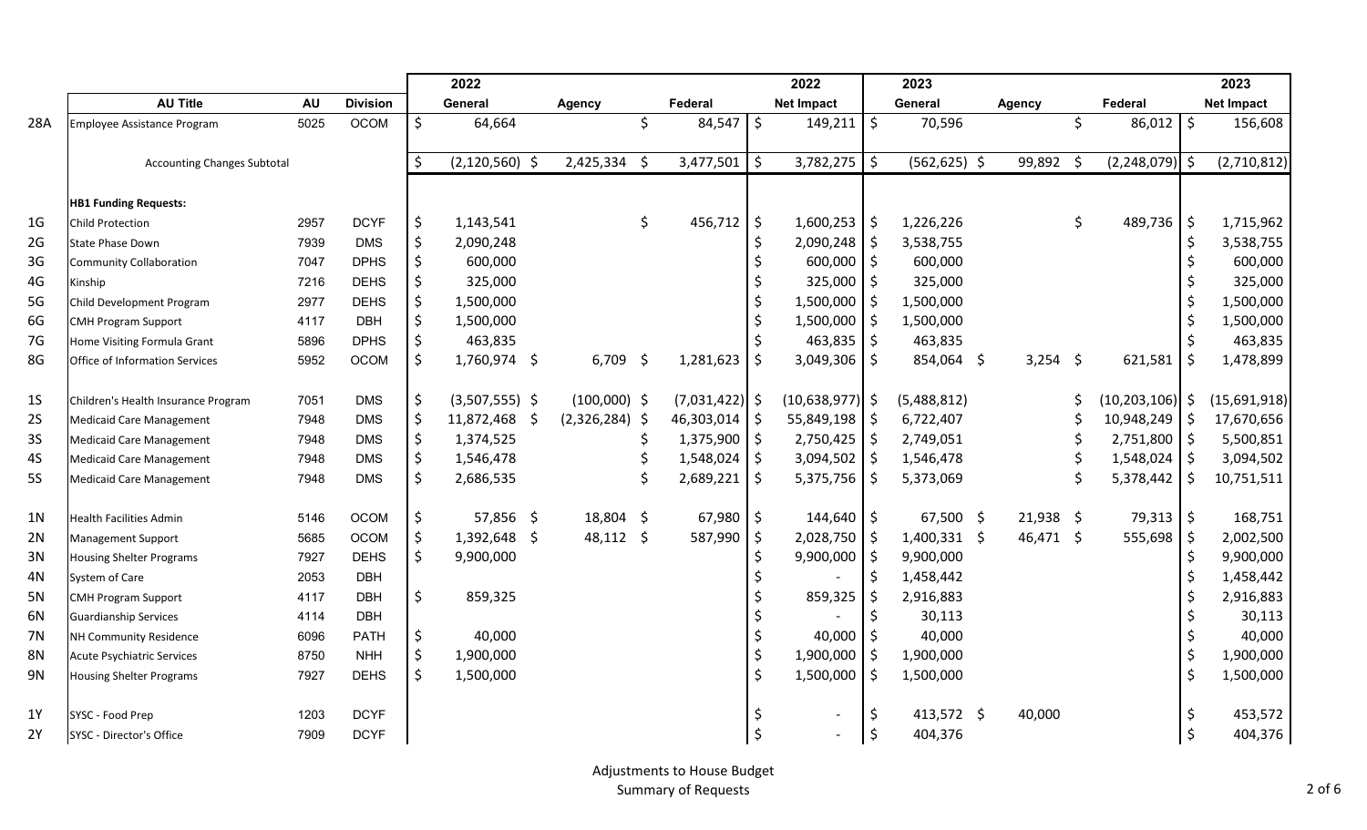| | AU Title | AU | Division | 2022 General | Agency | Federal | 2022 Net Impact | 2023 General | Agency | Federal | 2023 Net Impact |
|---|---|---|---|---|---|---|---|---|---|---|---|
| 28A | Employee Assistance Program | 5025 | OCOM | $ 64,664 | | $ 84,547 | $ 149,211 | $ 70,596 | | $ 86,012 | $ 156,608 |
| | Accounting Changes Subtotal | | | $ (2,120,560) | $ 2,425,334 | $ 3,477,501 | $ 3,782,275 | $ (562,625) | $ 99,892 | $ (2,248,079) | $ (2,710,812) |
| | **HB1 Funding Requests:** | | | | | | | | | | |
| 1G | Child Protection | 2957 | DCYF | $ 1,143,541 | | $ 456,712 | $ 1,600,253 | $ 1,226,226 | | $ 489,736 | $ 1,715,962 |
| 2G | State Phase Down | 7939 | DMS | $ 2,090,248 | | | $ 2,090,248 | $ 3,538,755 | | | $ 3,538,755 |
| 3G | Community Collaboration | 7047 | DPHS | $ 600,000 | | | $ 600,000 | $ 600,000 | | | $ 600,000 |
| 4G | Kinship | 7216 | DEHS | $ 325,000 | | | $ 325,000 | $ 325,000 | | | $ 325,000 |
| 5G | Child Development Program | 2977 | DEHS | $ 1,500,000 | | | $ 1,500,000 | $ 1,500,000 | | | $ 1,500,000 |
| 6G | CMH Program Support | 4117 | DBH | $ 1,500,000 | | | $ 1,500,000 | $ 1,500,000 | | | $ 1,500,000 |
| 7G | Home Visiting Formula Grant | 5896 | DPHS | $ 463,835 | | | $ 463,835 | $ 463,835 | | | $ 463,835 |
| 8G | Office of Information Services | 5952 | OCOM | $ 1,760,974 | $ 6,709 | $ 1,281,623 | $ 3,049,306 | $ 854,064 | $ 3,254 | $ 621,581 | $ 1,478,899 |
| 1S | Children's Health Insurance Program | 7051 | DMS | $ (3,507,555) | $ (100,000) | $ (7,031,422) | $ (10,638,977) | $ (5,488,812) | | $ (10,203,106) | $ (15,691,918) |
| 2S | Medicaid Care Management | 7948 | DMS | $ 11,872,468 | $ (2,326,284) | $ 46,303,014 | $ 55,849,198 | $ 6,722,407 | | $ 10,948,249 | $ 17,670,656 |
| 3S | Medicaid Care Management | 7948 | DMS | $ 1,374,525 | | $ 1,375,900 | $ 2,750,425 | $ 2,749,051 | | $ 2,751,800 | $ 5,500,851 |
| 4S | Medicaid Care Management | 7948 | DMS | $ 1,546,478 | | $ 1,548,024 | $ 3,094,502 | $ 1,546,478 | | $ 1,548,024 | $ 3,094,502 |
| 5S | Medicaid Care Management | 7948 | DMS | $ 2,686,535 | | $ 2,689,221 | $ 5,375,756 | $ 5,373,069 | | $ 5,378,442 | $ 10,751,511 |
| 1N | Health Facilities Admin | 5146 | OCOM | $ 57,856 | $ 18,804 | $ 67,980 | $ 144,640 | $ 67,500 | $ 21,938 | $ 79,313 | $ 168,751 |
| 2N | Management Support | 5685 | OCOM | $ 1,392,648 | $ 48,112 | $ 587,990 | $ 2,028,750 | $ 1,400,331 | $ 46,471 | $ 555,698 | $ 2,002,500 |
| 3N | Housing Shelter Programs | 7927 | DEHS | $ 9,900,000 | | | $ 9,900,000 | $ 9,900,000 | | | $ 9,900,000 |
| 4N | System of Care | 2053 | DBH | | | | $ - | $ 1,458,442 | | | $ 1,458,442 |
| 5N | CMH Program Support | 4117 | DBH | $ 859,325 | | | $ 859,325 | $ 2,916,883 | | | $ 2,916,883 |
| 6N | Guardianship Services | 4114 | DBH | | | | $ - | $ 30,113 | | | $ 30,113 |
| 7N | NH Community Residence | 6096 | PATH | $ 40,000 | | | $ 40,000 | $ 40,000 | | | $ 40,000 |
| 8N | Acute Psychiatric Services | 8750 | NHH | $ 1,900,000 | | | $ 1,900,000 | $ 1,900,000 | | | $ 1,900,000 |
| 9N | Housing Shelter Programs | 7927 | DEHS | $ 1,500,000 | | | $ 1,500,000 | $ 1,500,000 | | | $ 1,500,000 |
| 1Y | SYSC - Food Prep | 1203 | DCYF | | | | $ - | $ 413,572 | $ 40,000 | | $ 453,572 |
| 2Y | SYSC - Director's Office | 7909 | DCYF | | | | $ - | $ 404,376 | | | $ 404,376 |

Adjustments to House Budget
Summary of Requests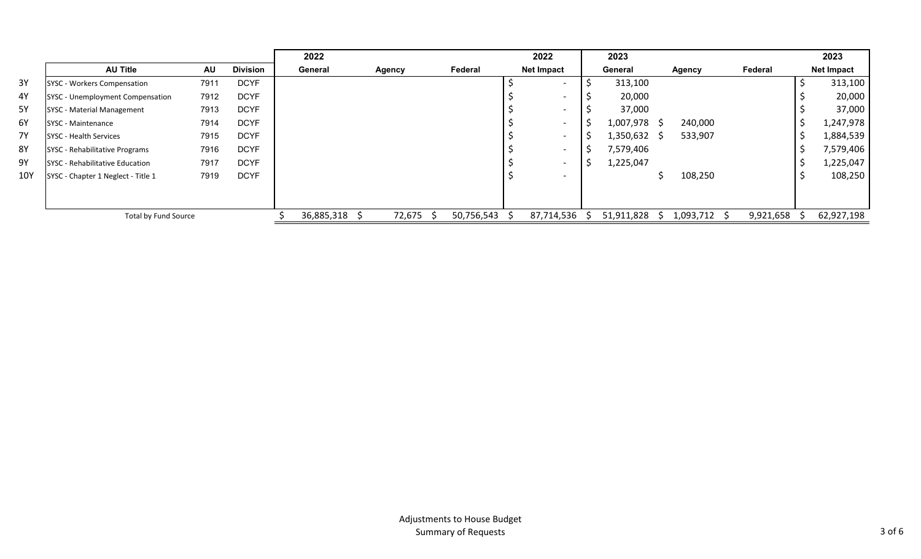| | AU Title | AU | Division | 2022 General | 2022 Agency | 2022 Federal | 2022 Net Impact | 2023 General | 2023 Agency | 2023 Federal | 2023 Net Impact |
|---|---|---|---|---|---|---|---|---|---|---|---|
| 3Y | SYSC - Workers Compensation | 7911 | DCYF | | | | $ - | $ 313,100 | | | $ 313,100 |
| 4Y | SYSC - Unemployment Compensation | 7912 | DCYF | | | | $ - | $ 20,000 | | | $ 20,000 |
| 5Y | SYSC - Material Management | 7913 | DCYF | | | | $ - | $ 37,000 | | | $ 37,000 |
| 6Y | SYSC - Maintenance | 7914 | DCYF | | | | $ - | $ 1,007,978 | $ 240,000 | | $ 1,247,978 |
| 7Y | SYSC - Health Services | 7915 | DCYF | | | | $ - | $ 1,350,632 | $ 533,907 | | $ 1,884,539 |
| 8Y | SYSC - Rehabilitative Programs | 7916 | DCYF | | | | $ - | $ 7,579,406 | | | $ 7,579,406 |
| 9Y | SYSC - Rehabilitative Education | 7917 | DCYF | | | | $ - | $ 1,225,047 | | | $ 1,225,047 |
| 10Y | SYSC - Chapter 1 Neglect - Title 1 | 7919 | DCYF | | | | $ - | | $ 108,250 | | $ 108,250 |
| | Total by Fund Source | | | $ 36,885,318 | $ 72,675 | $ 50,756,543 | $ 87,714,536 | $ 51,911,828 | $ 1,093,712 | $ 9,921,658 | $ 62,927,198 |

Adjustments to House Budget
Summary of Requests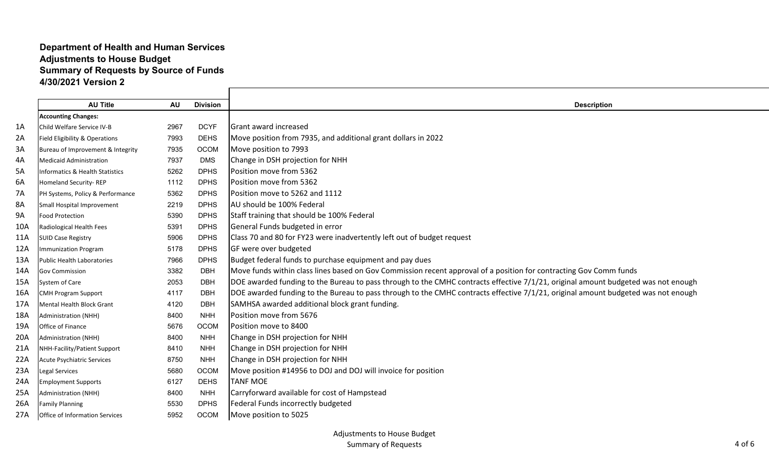**Department of Health and Human Services**
**Adjustments to House Budget**
**Summary of Requests by Source of Funds**
**4/30/2021 Version 2**

| | AU Title | AU | Division | Description |
|---|---|---|---|---|
| | **Accounting Changes:** | | | |
| 1A | Child Welfare Service IV-B | 2967 | DCYF | Grant award increased |
| 2A | Field Eligibility & Operations | 7993 | DEHS | Move position from 7935, and additional grant dollars in 2022 |
| 3A | Bureau of Improvement & Integrity | 7935 | OCOM | Move position to 7993 |
| 4A | Medicaid Administration | 7937 | DMS | Change in DSH projection for NHH |
| 5A | Informatics & Health Statistics | 5262 | DPHS | Position move from 5362 |
| 6A | Homeland Security- REP | 1112 | DPHS | Position move from 5362 |
| 7A | PH Systems, Policy & Performance | 5362 | DPHS | Position move to 5262 and 1112 |
| 8A | Small Hospital Improvement | 2219 | DPHS | AU should be 100% Federal |
| 9A | Food Protection | 5390 | DPHS | Staff training that should be 100% Federal |
| 10A | Radiological Health Fees | 5391 | DPHS | General Funds budgeted in error |
| 11A | SUID Case Registry | 5906 | DPHS | Class 70 and 80 for FY23 were inadvertently left out of budget request |
| 12A | Immunization Program | 5178 | DPHS | GF were over budgeted |
| 13A | Public Health Laboratories | 7966 | DPHS | Budget federal funds to purchase equipment and pay dues |
| 14A | Gov Commission | 3382 | DBH | Move funds within class lines based on Gov Commission recent approval of a position for contracting Gov Comm funds |
| 15A | System of Care | 2053 | DBH | DOE awarded funding to the Bureau to pass through to the CMHC contracts effective 7/1/21, original amount budgeted was not enough |
| 16A | CMH Program Support | 4117 | DBH | DOE awarded funding to the Bureau to pass through to the CMHC contracts effective 7/1/21, original amount budgeted was not enough |
| 17A | Mental Health Block Grant | 4120 | DBH | SAMHSA awarded additional block grant funding. |
| 18A | Administration (NHH) | 8400 | NHH | Position move from 5676 |
| 19A | Office of Finance | 5676 | OCOM | Position move to 8400 |
| 20A | Administration (NHH) | 8400 | NHH | Change in DSH projection for NHH |
| 21A | NHH-Facility/Patient Support | 8410 | NHH | Change in DSH projection for NHH |
| 22A | Acute Psychiatric Services | 8750 | NHH | Change in DSH projection for NHH |
| 23A | Legal Services | 5680 | OCOM | Move position #14956 to DOJ and DOJ will invoice for position |
| 24A | Employment Supports | 6127 | DEHS | TANF MOE |
| 25A | Administration (NHH) | 8400 | NHH | Carryforward available for cost of Hampstead |
| 26A | Family Planning | 5530 | DPHS | Federal Funds incorrectly budgeted |
| 27A | Office of Information Services | 5952 | OCOM | Move position to 5025 |

Adjustments to House Budget
Summary of Requests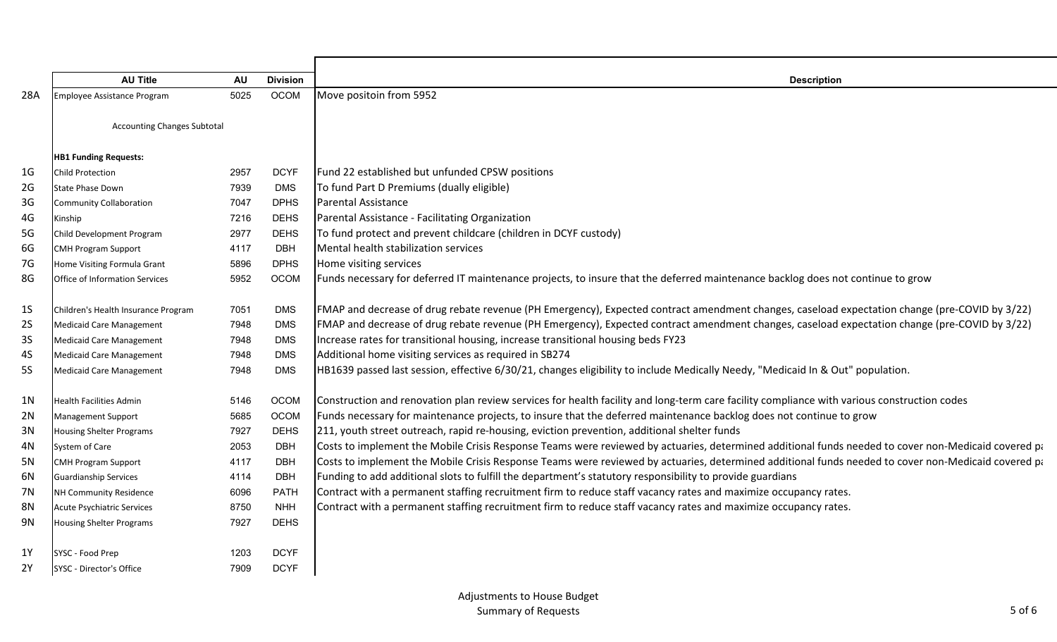|  | AU Title | AU | Division | Description |
|---|---|---|---|---|
| 28A | Employee Assistance Program | 5025 | OCOM | Move positoin from 5952 |
|  | Accounting Changes Subtotal |  |  |  |
|  | **HB1 Funding Requests:** |  |  |  |
| 1G | Child Protection | 2957 | DCYF | Fund 22 established but unfunded CPSW positions |
| 2G | State Phase Down | 7939 | DMS | To fund Part D Premiums (dually eligible) |
| 3G | Community Collaboration | 7047 | DPHS | Parental Assistance |
| 4G | Kinship | 7216 | DEHS | Parental Assistance - Facilitating Organization |
| 5G | Child Development Program | 2977 | DEHS | To fund protect and prevent childcare (children in DCYF custody) |
| 6G | CMH Program Support | 4117 | DBH | Mental health stabilization services |
| 7G | Home Visiting Formula Grant | 5896 | DPHS | Home visiting services |
| 8G | Office of Information Services | 5952 | OCOM | Funds necessary for deferred IT maintenance projects, to insure that the deferred maintenance backlog does not continue to grow |
| 1S | Children's Health Insurance Program | 7051 | DMS | FMAP and decrease of drug rebate revenue (PH Emergency), Expected contract amendment changes, caseload expectation change (pre-COVID by 3/22) |
| 2S | Medicaid Care Management | 7948 | DMS | FMAP and decrease of drug rebate revenue (PH Emergency), Expected contract amendment changes, caseload expectation change (pre-COVID by 3/22) |
| 3S | Medicaid Care Management | 7948 | DMS | Increase rates for transitional housing, increase transitional housing beds FY23 |
| 4S | Medicaid Care Management | 7948 | DMS | Additional home visiting services as required in SB274 |
| 5S | Medicaid Care Management | 7948 | DMS | HB1639 passed last session, effective 6/30/21, changes eligibility to include Medically Needy, "Medicaid In & Out" population. |
| 1N | Health Facilities Admin | 5146 | OCOM | Construction and renovation plan review services for health facility and long-term care facility compliance with various construction codes |
| 2N | Management Support | 5685 | OCOM | Funds necessary for maintenance projects, to insure that the deferred maintenance backlog does not continue to grow |
| 3N | Housing Shelter Programs | 7927 | DEHS | 211, youth street outreach, rapid re-housing, eviction prevention, additional shelter funds |
| 4N | System of Care | 2053 | DBH | Costs to implement the Mobile Crisis Response Teams were reviewed by actuaries, determined additional funds needed to cover non-Medicaid covered pa |
| 5N | CMH Program Support | 4117 | DBH | Costs to implement the Mobile Crisis Response Teams were reviewed by actuaries, determined additional funds needed to cover non-Medicaid covered pa |
| 6N | Guardianship Services | 4114 | DBH | Funding to add additional slots to fulfill the department's statutory responsibility to provide guardians |
| 7N | NH Community Residence | 6096 | PATH | Contract with a permanent staffing recruitment firm to reduce staff vacancy rates and maximize occupancy rates. |
| 8N | Acute Psychiatric Services | 8750 | NHH | Contract with a permanent staffing recruitment firm to reduce staff vacancy rates and maximize occupancy rates. |
| 9N | Housing Shelter Programs | 7927 | DEHS |  |
| 1Y | SYSC - Food Prep | 1203 | DCYF |  |
| 2Y | SYSC - Director's Office | 7909 | DCYF |  |

Adjustments to House Budget
Summary of Requests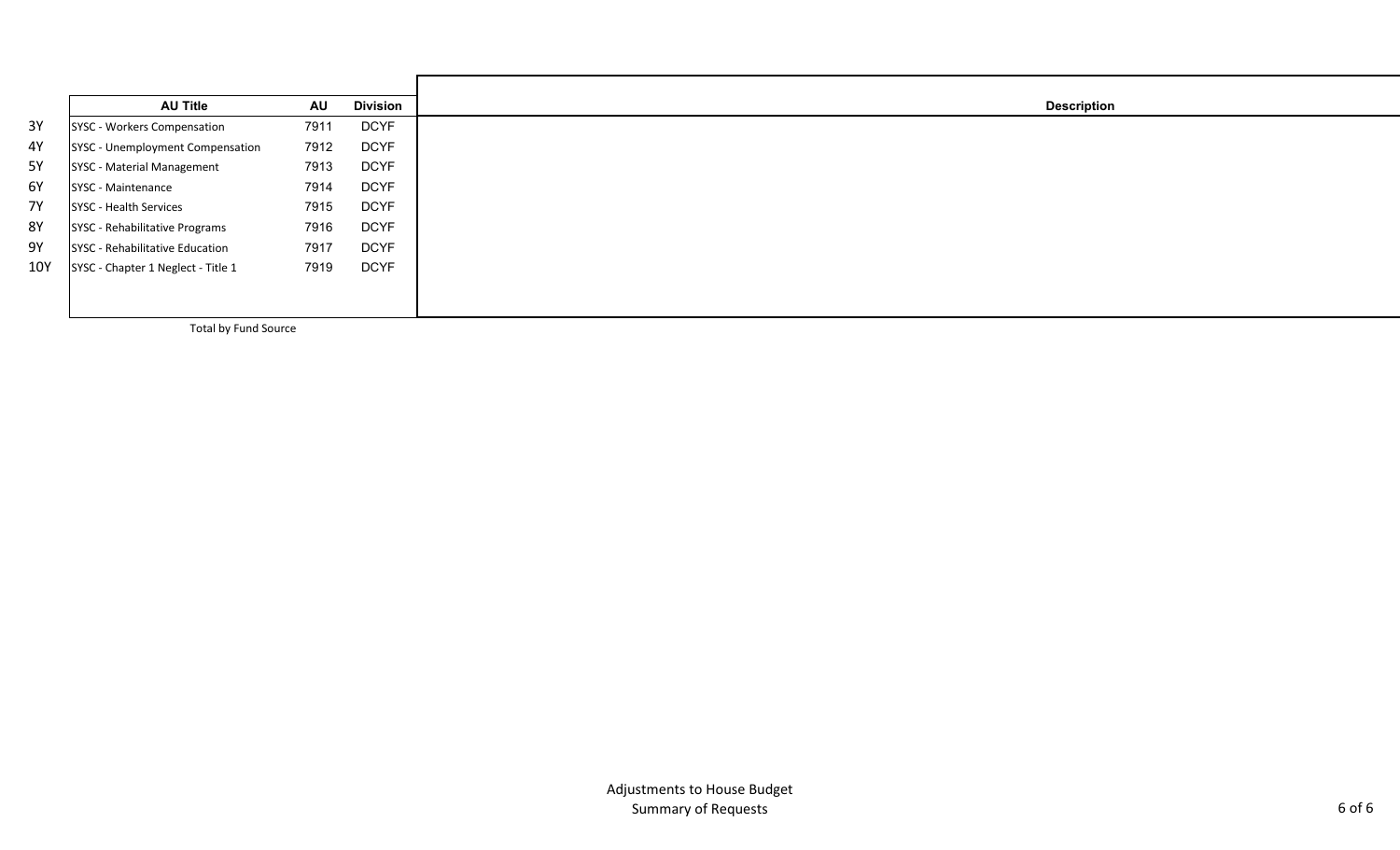| | AU Title | AU | Division | Description |
|---|---|---|---|---|
| 3Y | SYSC - Workers Compensation | 7911 | DCYF | |
| 4Y | SYSC - Unemployment Compensation | 7912 | DCYF | |
| 5Y | SYSC - Material Management | 7913 | DCYF | |
| 6Y | SYSC - Maintenance | 7914 | DCYF | |
| 7Y | SYSC - Health Services | 7915 | DCYF | |
| 8Y | SYSC - Rehabilitative Programs | 7916 | DCYF | |
| 9Y | SYSC - Rehabilitative Education | 7917 | DCYF | |
| 10Y | SYSC - Chapter 1 Neglect - Title 1 | 7919 | DCYF | |

Total by Fund Source

Adjustments to House Budget
Summary of Requests